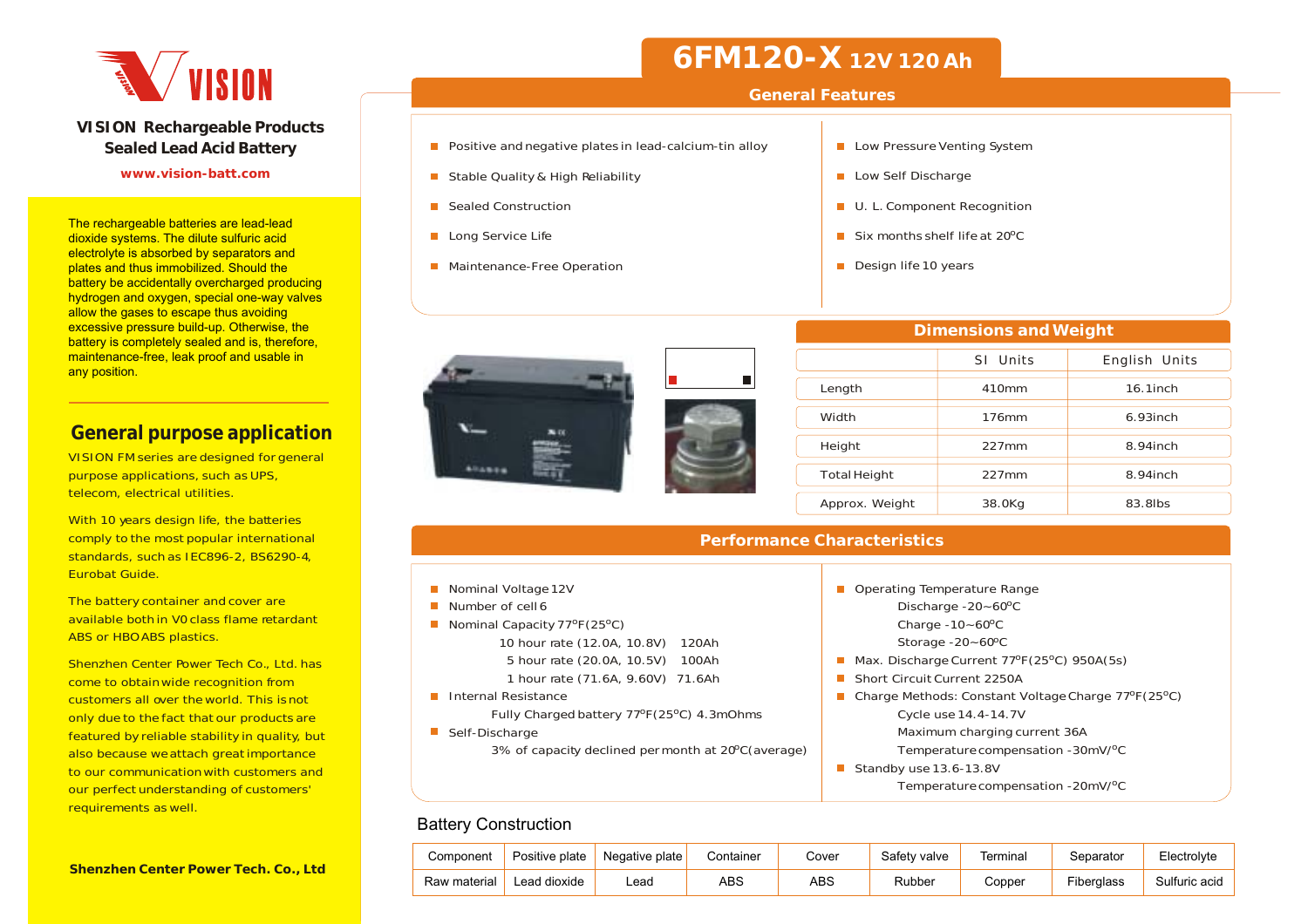VISION

**VISION Rechargeable Products**
**Sealed Lead Acid Battery**

www.vision-batt.com

The rechargeable batteries are lead-lead dioxide systems. The dilute sulfuric acid electrolyte is absorbed by separators and plates and thus immobilized. Should the battery be accidentally overcharged producing hydrogen and oxygen, special one-way valves allow the gases to escape thus avoiding excessive pressure build-up. Otherwise, the battery is completely sealed and is, therefore, maintenance-free, leak proof and usable in any position.

## General purpose application

VISION FM series are designed for general purpose applications, such as UPS, telecom, electrical utilities.

With 10 years design life, the batteries comply to the most popular international standards, such as IEC896-2, BS6290-4, Eurobat Guide.

The battery container and cover are available both in V0 class flame retardant ABS or HB ABS plastics.

Shenzhen Center Power Tech Co., Ltd. has come to obtain wide recognition from customers all over the world. This is not only due to the fact that our products are featured by reliable stability in quality, but also because we attach great importance to our communication with customers and our perfect understanding of customers' requirements as well.

**Shenzhen Center Power Tech. Co., Ltd**

# 6FM120-X 12V 120 Ah

## General Features

- Positive and negative plates in lead-calcium-tin alloy
- Stable Quality & High Reliability
- Sealed Construction
- Long Service Life
- Maintenance-Free Operation
- Low Pressure Venting System
- Low Self Discharge
- U. L. Component Recognition
- Six months shelf life at 20°C
- Design life 10 years

## Dimensions and Weight

| | SI Units | English Units |
|---|---|---|
| Length | 410mm | 16.1inch |
| Width | 176mm | 6.93inch |
| Height | 227mm | 8.94inch |
| Total Height | 227mm | 8.94inch |
| Approx. Weight | 38.0Kg | 83.8lbs |

## Performance Characteristics

- Nominal Voltage 12V
- Number of cell 6
- Nominal Capacity 77°F(25°C)
  - 10 hour rate (12.0A, 10.8V) 120Ah
  - 5 hour rate (20.0A, 10.5V) 100Ah
  - 1 hour rate (71.6A, 9.60V) 71.6Ah
- Internal Resistance
  - Fully Charged battery 77°F(25°C) 4.3mOhms
- Self-Discharge
  - 3% of capacity declined per month at 20°C(average)
- Operating Temperature Range
  - Discharge -20~60°C
  - Charge -10~60°C
  - Storage -20~60°C
- Max. Discharge Current 77°F(25°C) 950A(5s)
- Short Circuit Current 2250A
- Charge Methods: Constant Voltage Charge 77°F(25°C)
  - Cycle use 14.4-14.7V
  - Maximum charging current 36A
  - Temperature compensation -30mV/°C
- Standby use 13.6-13.8V
  - Temperature compensation -20mV/°C

## Battery Construction

| Component | Positive plate | Negative plate | Container | Cover | Safety valve | Terminal | Separator | Electrolyte |
|---|---|---|---|---|---|---|---|---|
| Raw material | Lead dioxide | Lead | ABS | ABS | Rubber | Copper | Fiberglass | Sulfuric acid |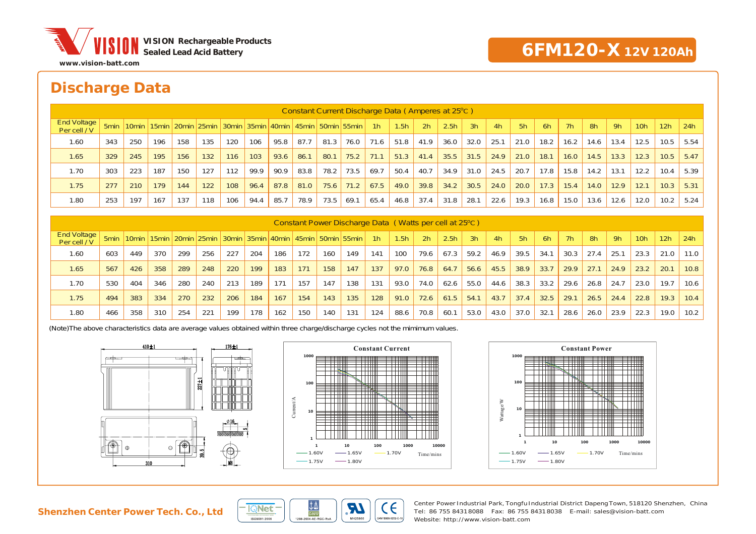VISION Rechargeable Products
Sealed Lead Acid Battery

www.vision-batt.com

**6FM120-X 12V 120Ah**

# Discharge Data

| Constant Current Discharge Data ( Amperes at 25°C ) | | | | | | | | | | | | | | | | | | | | | | | | |
|---|---|---|---|---|---|---|---|---|---|---|---|---|---|---|---|---|---|---|---|---|---|---|---|---|
| End Voltage Per cell / V | 5min | 10min | 15min | 20min | 25min | 30min | 35min | 40min | 45min | 50min | 55min | 1h | 1.5h | 2h | 2.5h | 3h | 4h | 5h | 6h | 7h | 8h | 9h | 10h | 12h | 24h |
| 1.60 | 343 | 250 | 196 | 158 | 135 | 120 | 106 | 95.8 | 87.7 | 81.3 | 76.0 | 71.6 | 51.8 | 41.9 | 36.0 | 32.0 | 25.1 | 21.0 | 18.2 | 16.2 | 14.6 | 13.4 | 12.5 | 10.5 | 5.54 |
| 1.65 | 329 | 245 | 195 | 156 | 132 | 116 | 103 | 93.6 | 86.1 | 80.1 | 75.2 | 71.1 | 51.3 | 41.4 | 35.5 | 31.5 | 24.9 | 21.0 | 18.1 | 16.0 | 14.5 | 13.3 | 12.3 | 10.5 | 5.47 |
| 1.70 | 303 | 223 | 187 | 150 | 127 | 112 | 99.9 | 90.9 | 83.8 | 78.2 | 73.5 | 69.7 | 50.4 | 40.7 | 34.9 | 31.0 | 24.5 | 20.7 | 17.8 | 15.8 | 14.2 | 13.1 | 12.2 | 10.4 | 5.39 |
| 1.75 | 277 | 210 | 179 | 144 | 122 | 108 | 96.4 | 87.8 | 81.0 | 75.6 | 71.2 | 67.5 | 49.0 | 39.8 | 34.2 | 30.5 | 24.0 | 20.0 | 17.3 | 15.4 | 14.0 | 12.9 | 12.1 | 10.3 | 5.31 |
| 1.80 | 253 | 197 | 167 | 137 | 118 | 106 | 94.4 | 85.7 | 78.9 | 73.5 | 69.1 | 65.4 | 46.8 | 37.4 | 31.8 | 28.1 | 22.6 | 19.3 | 16.8 | 15.0 | 13.6 | 12.6 | 12.0 | 10.2 | 5.24 |

| Constant Power Discharge Data ( Watts per cell at 25°C ) | | | | | | | | | | | | | | | | | | | | | | | | |
|---|---|---|---|---|---|---|---|---|---|---|---|---|---|---|---|---|---|---|---|---|---|---|---|---|
| End Voltage Per cell / V | 5min | 10min | 15min | 20min | 25min | 30min | 35min | 40min | 45min | 50min | 55min | 1h | 1.5h | 2h | 2.5h | 3h | 4h | 5h | 6h | 7h | 8h | 9h | 10h | 12h | 24h |
| 1.60 | 603 | 449 | 370 | 299 | 256 | 227 | 204 | 186 | 172 | 160 | 149 | 141 | 100 | 79.6 | 67.3 | 59.2 | 46.9 | 39.5 | 34.1 | 30.3 | 27.4 | 25.1 | 23.3 | 21.0 | 11.0 |
| 1.65 | 567 | 426 | 358 | 289 | 248 | 220 | 199 | 183 | 171 | 158 | 147 | 137 | 97.0 | 76.8 | 64.7 | 56.6 | 45.5 | 38.9 | 33.7 | 29.9 | 27.1 | 24.9 | 23.2 | 20.1 | 10.8 |
| 1.70 | 530 | 404 | 346 | 280 | 240 | 213 | 189 | 171 | 157 | 147 | 138 | 131 | 93.0 | 74.0 | 62.6 | 55.0 | 44.6 | 38.3 | 33.2 | 29.6 | 26.8 | 24.7 | 23.0 | 19.7 | 10.6 |
| 1.75 | 494 | 383 | 334 | 270 | 232 | 206 | 184 | 167 | 154 | 143 | 135 | 128 | 91.0 | 72.6 | 61.5 | 54.1 | 43.7 | 37.4 | 32.5 | 29.1 | 26.5 | 24.4 | 22.8 | 19.3 | 10.4 |
| 1.80 | 466 | 358 | 310 | 254 | 221 | 199 | 178 | 162 | 150 | 140 | 131 | 124 | 88.6 | 70.8 | 60.1 | 53.0 | 43.0 | 37.0 | 32.1 | 28.6 | 26.0 | 23.9 | 22.3 | 19.0 | 10.2 |

(Note)The above characteristics data are average values obtained within three charge/discharge cycles not the mimimum values.

Shenzhen Center Power Tech. Co., Ltd

Center Power Industrial Park, Tongfu Industrial District Dapeng Town, 518120 Shenzhen, China
Tel: 86 755 84318088 Fax: 86 755 84318038 E-mail: sales@vision-batt.com
Website: http://www.vision-batt.com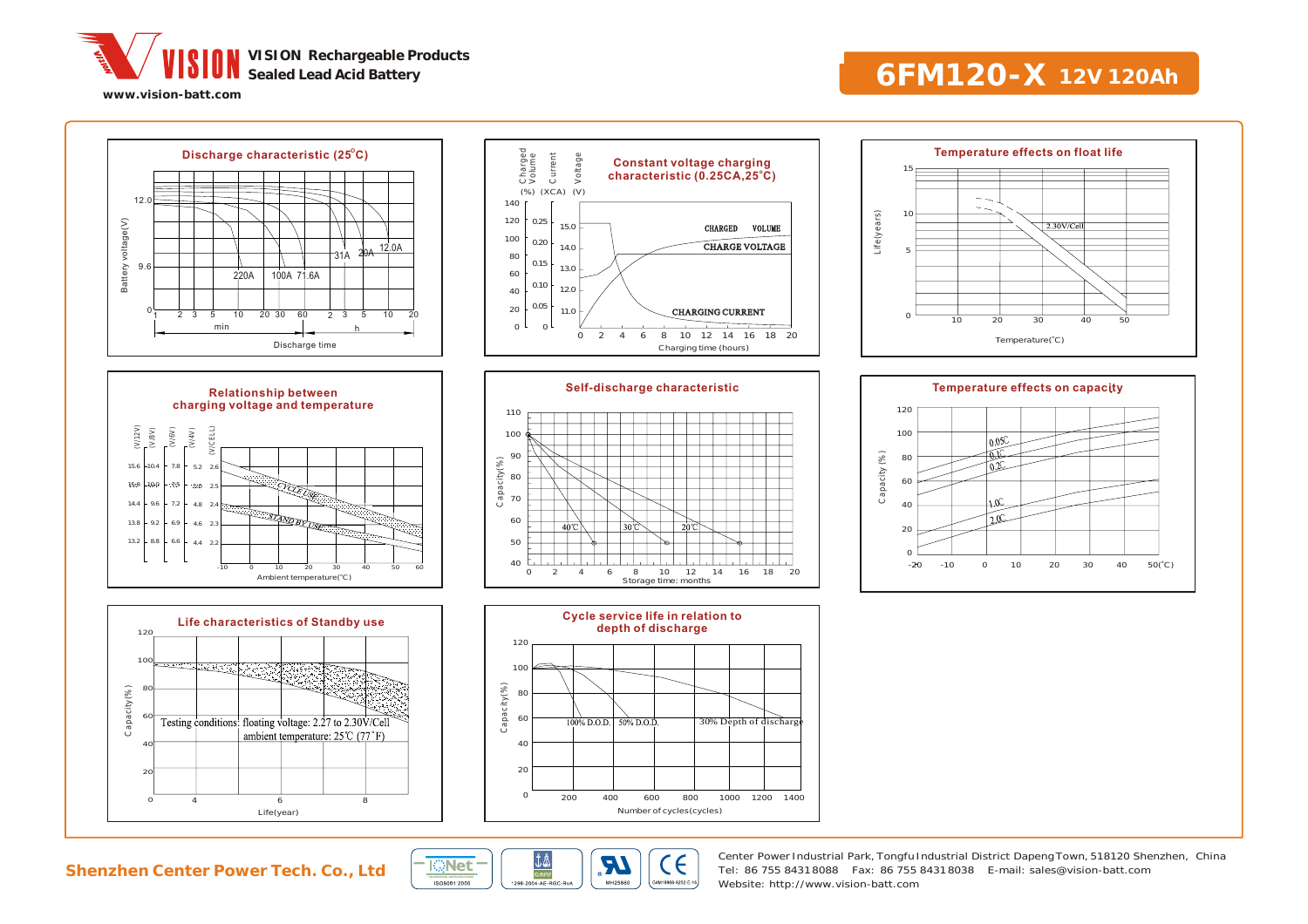VISION Rechargeable Products
Sealed Lead Acid Battery

www.vision-batt.com

# 6FM120-X 12V 120Ah

## Discharge characteristic (25°C)

Battery voltage(V)

12.0
9.6
0

220A
100A
71.6A
31A
20A
12.0A

1 2 3 5 10 20 30 60 2 3 5 10 20

min
h

Discharge time

## Constant voltage charging characteristic (0.25CA,25°C)

Charged Volume (%)
Current (XCA)
Voltage (V)

140 120 100 80 60 40 20 0
0.25 0.20 0.15 0.10 0.05 0
15.0 14.0 13.0 12.0 11.0

CHARGED VOLUME
CHARGE VOLTAGE
CHARGING CURRENT

0 2 4 6 8 10 12 14 16 18 20

Charging time (hours)

## Temperature effects on float life

Life(years)

15
10
5
0

2.30V/Cell

10 20 30 40 50

Temperature(°C)

## Relationship between charging voltage and temperature

(V/12V) (V/8V) (V/6V) (V/4V) (V/CELL)

15.6 10.4 7.8 5.2 2.6
15.0 10.0 7.5 5.0 2.5
14.4 9.6 7.2 4.8 2.4
13.8 9.2 6.9 4.6 2.3
13.2 8.8 6.6 4.4 2.2

CYCLE USE
STAND BY USE

-10 0 10 20 30 40 50 60

Ambient temperature(°C)

## Self-discharge characteristic

Capacity(%)

110 100 90 80 70 60 50 40

40°C
30°C
20°C

0 2 4 6 8 10 12 14 16 18 20

Storage time: months

## Temperature effects on capacity

Capacity (%)

120 100 80 60 40 20 0

0.05C
0.1C
0.2C
1.0C
2.0C

-20 -10 0 10 20 30 40 50(°C)

## Life characteristics of Standby use

Capacity(%)

120 100 80 60 40 20

Testing conditions: floating voltage: 2.27 to 2.30V/Cell
ambient temperature: 25°C (77°F)

0 4 6 8

Life(year)

## Cycle service life in relation to depth of discharge

Capacity(%)

120 100 80 60 40 20 0

100% D.O.D.
50% D.O.D.
30% Depth of discharge

200 400 600 800 1000 1200 1400

Number of cycles(cycles)

**Shenzhen Center Power Tech. Co., Ltd**

ISO9001:2000

MH25860

Center Power Industrial Park, Tongfu Industrial District Dapeng Town, 518120 Shenzhen, China
Tel: 86 755 8431 8088 Fax: 86 755 8431 8038 E-mail: sales@vision-batt.com
Website: http://www.vision-batt.com